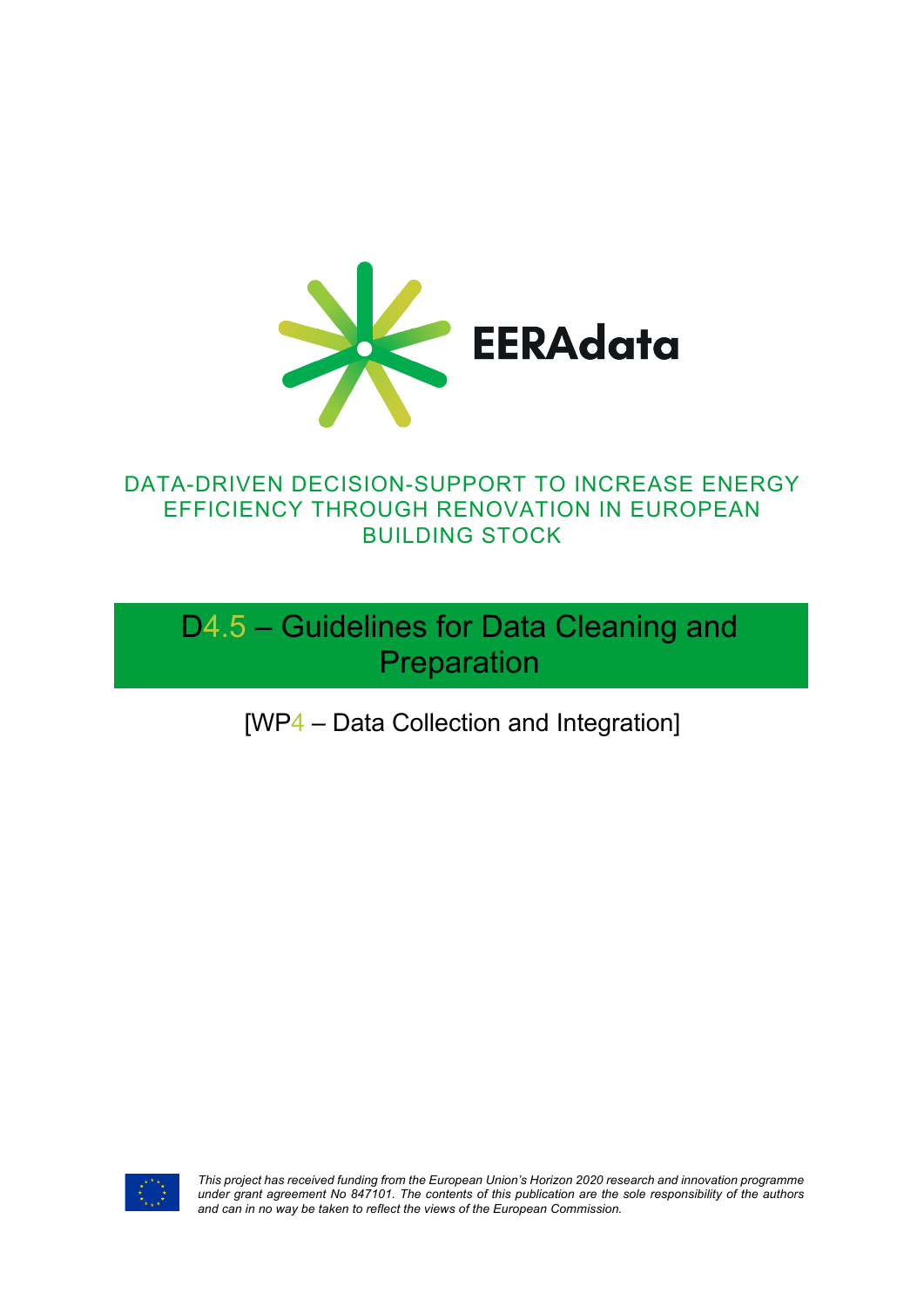EERAdata

DATA-DRIVEN DECISION-SUPPORT TO INCREASE ENERGY EFFICIENCY THROUGH RENOVATION IN EUROPEAN BUILDING STOCK

# D4.5 – Guidelines for Data Cleaning and Preparation

[WP4 – Data Collection and Integration]

*This project has received funding from the European Union's Horizon 2020 research and innovation programme under grant agreement No 847101. The contents of this publication are the sole responsibility of the authors and can in no way be taken to reflect the views of the European Commission.*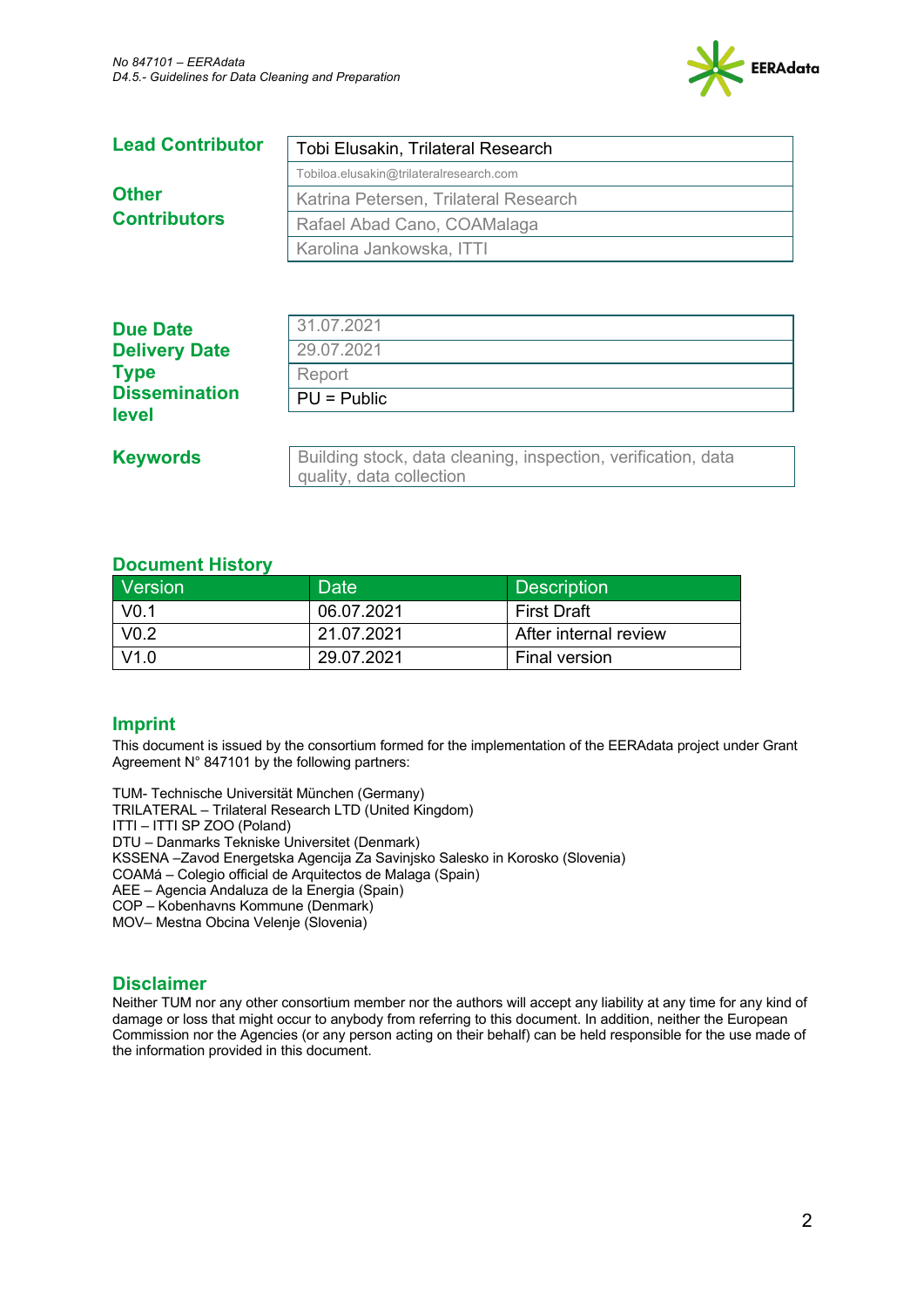| | |
|---|---|
| **Lead Contributor** | Tobi Elusakin, Trilateral Research |
| | Tobiloa.elusakin@trilateralresearch.com |
| **Other Contributors** | Katrina Petersen, Trilateral Research |
| | Rafael Abad Cano, COAMalaga |
| | Karolina Jankowska, ITTI |

| | |
|---|---|
| **Due Date** | 31.07.2021 |
| **Delivery Date** | 29.07.2021 |
| **Type** | Report |
| **Dissemination level** | PU = Public |

| | |
|---|---|
| **Keywords** | Building stock, data cleaning, inspection, verification, data quality, data collection |

## Document History

| Version | Date | Description |
|---|---|---|
| V0.1 | 06.07.2021 | First Draft |
| V0.2 | 21.07.2021 | After internal review |
| V1.0 | 29.07.2021 | Final version |

## Imprint

This document is issued by the consortium formed for the implementation of the EERAdata project under Grant Agreement N° 847101 by the following partners:

TUM- Technische Universität München (Germany)
TRILATERAL – Trilateral Research LTD (United Kingdom)
ITTI – ITTI SP ZOO (Poland)
DTU – Danmarks Tekniske Universitet (Denmark)
KSSENA –Zavod Energetska Agencija Za Savinjsko Salesko in Korosko (Slovenia)
COAMá – Colegio official de Arquitectos de Malaga (Spain)
AEE – Agencia Andaluza de la Energia (Spain)
COP – Kobenhavns Kommune (Denmark)
MOV– Mestna Obcina Velenje (Slovenia)

## Disclaimer

Neither TUM nor any other consortium member nor the authors will accept any liability at any time for any kind of damage or loss that might occur to anybody from referring to this document. In addition, neither the European Commission nor the Agencies (or any person acting on their behalf) can be held responsible for the use made of the information provided in this document.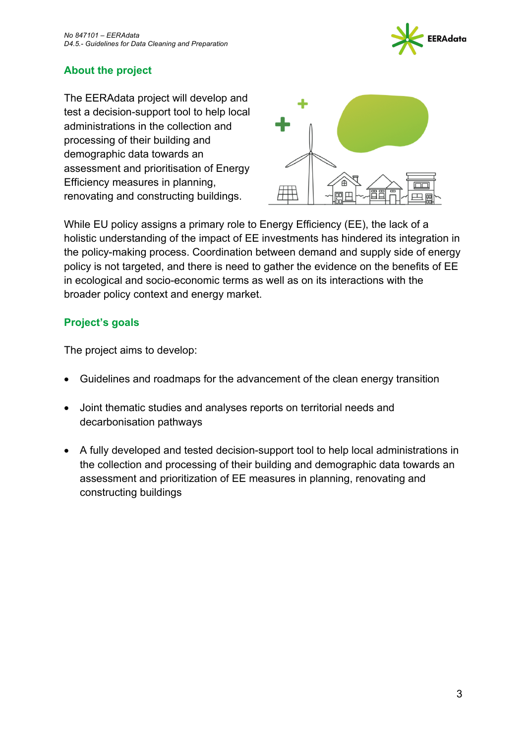## About the project

The EERAdata project will develop and test a decision-support tool to help local administrations in the collection and processing of their building and demographic data towards an assessment and prioritisation of Energy Efficiency measures in planning, renovating and constructing buildings.

While EU policy assigns a primary role to Energy Efficiency (EE), the lack of a holistic understanding of the impact of EE investments has hindered its integration in the policy-making process. Coordination between demand and supply side of energy policy is not targeted, and there is need to gather the evidence on the benefits of EE in ecological and socio-economic terms as well as on its interactions with the broader policy context and energy market.

## Project's goals

The project aims to develop:

- Guidelines and roadmaps for the advancement of the clean energy transition
- Joint thematic studies and analyses reports on territorial needs and decarbonisation pathways
- A fully developed and tested decision-support tool to help local administrations in the collection and processing of their building and demographic data towards an assessment and prioritization of EE measures in planning, renovating and constructing buildings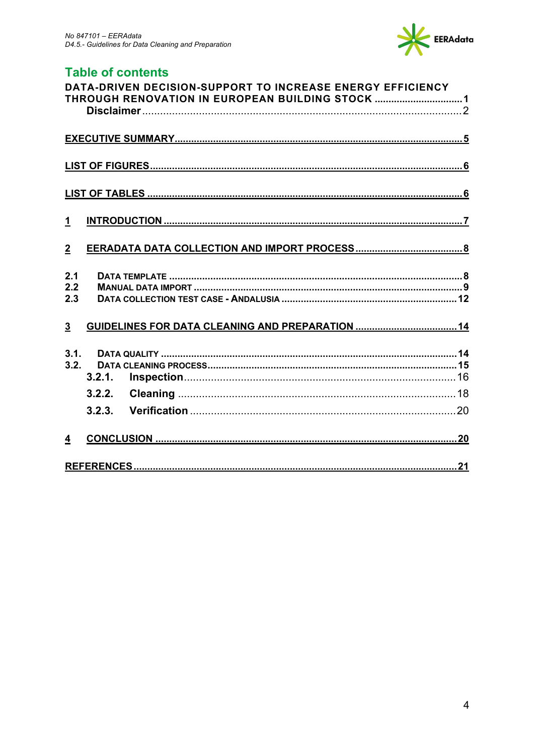## Table of contents

**DATA-DRIVEN DECISION-SUPPORT TO INCREASE ENERGY EFFICIENCY THROUGH RENOVATION IN EUROPEAN BUILDING STOCK** ............ 1

**Disclaimer** ............ 2

**EXECUTIVE SUMMARY** ............ 5

**LIST OF FIGURES** ............ 6

**LIST OF TABLES** ............ 6

**1 INTRODUCTION** ............ 7

**2 EERADATA DATA COLLECTION AND IMPORT PROCESS** ............ 8

**2.1 DATA TEMPLATE** ............ 8

**2.2 MANUAL DATA IMPORT** ............ 9

**2.3 DATA COLLECTION TEST CASE - ANDALUSIA** ............ 12

**3 GUIDELINES FOR DATA CLEANING AND PREPARATION** ............ 14

**3.1. DATA QUALITY** ............ 14

**3.2. DATA CLEANING PROCESS** ............ 15

**3.2.1. Inspection** ............ 16

**3.2.2. Cleaning** ............ 18

**3.2.3. Verification** ............ 20

**4 CONCLUSION** ............ 20

**REFERENCES** ............ 21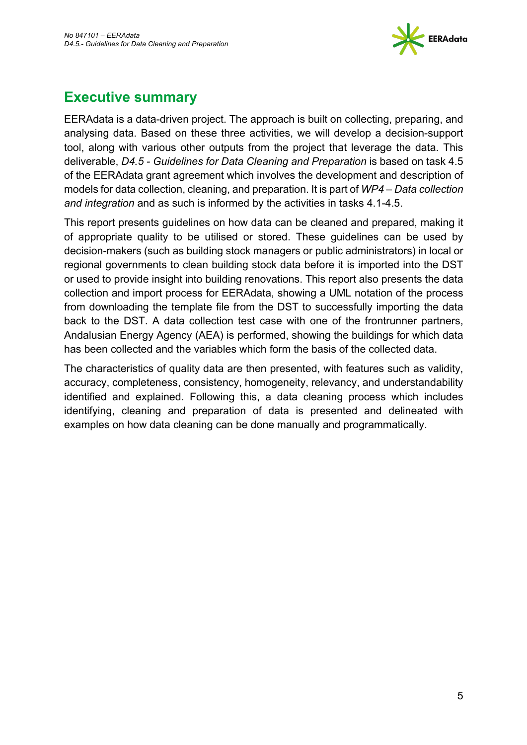# Executive summary

EERAdata is a data-driven project. The approach is built on collecting, preparing, and analysing data. Based on these three activities, we will develop a decision-support tool, along with various other outputs from the project that leverage the data. This deliverable, *D4.5 - Guidelines for Data Cleaning and Preparation* is based on task 4.5 of the EERAdata grant agreement which involves the development and description of models for data collection, cleaning, and preparation. It is part of *WP4 – Data collection and integration* and as such is informed by the activities in tasks 4.1-4.5.

This report presents guidelines on how data can be cleaned and prepared, making it of appropriate quality to be utilised or stored. These guidelines can be used by decision-makers (such as building stock managers or public administrators) in local or regional governments to clean building stock data before it is imported into the DST or used to provide insight into building renovations. This report also presents the data collection and import process for EERAdata, showing a UML notation of the process from downloading the template file from the DST to successfully importing the data back to the DST. A data collection test case with one of the frontrunner partners, Andalusian Energy Agency (AEA) is performed, showing the buildings for which data has been collected and the variables which form the basis of the collected data.

The characteristics of quality data are then presented, with features such as validity, accuracy, completeness, consistency, homogeneity, relevancy, and understandability identified and explained. Following this, a data cleaning process which includes identifying, cleaning and preparation of data is presented and delineated with examples on how data cleaning can be done manually and programmatically.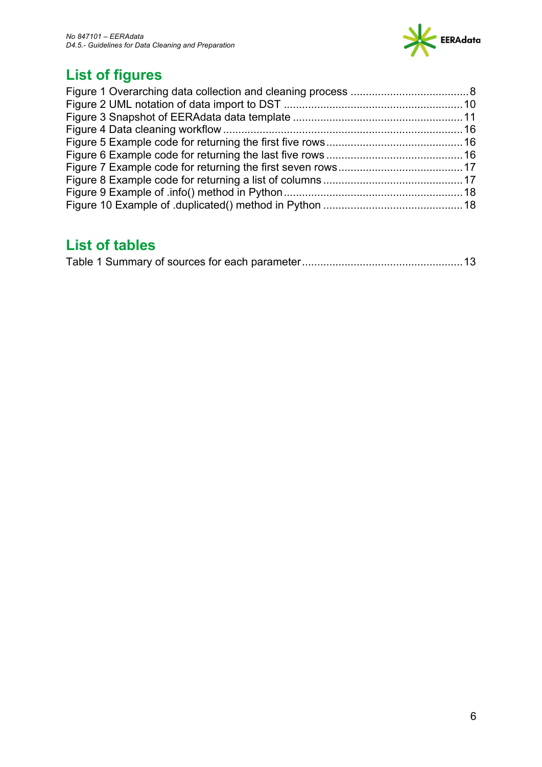# List of figures

Figure 1 Overarching data collection and cleaning process ....................................... 8
Figure 2 UML notation of data import to DST ........................................................... 10
Figure 3 Snapshot of EERAdata data template ......................................................... 11
Figure 4 Data cleaning workflow ............................................................................... 16
Figure 5 Example code for returning the first five rows ............................................. 16
Figure 6 Example code for returning the last five rows ............................................. 16
Figure 7 Example code for returning the first seven rows .......................................... 17
Figure 8 Example code for returning a list of columns .............................................. 17
Figure 9 Example of .info() method in Python ........................................................... 18
Figure 10 Example of .duplicated() method in Python .............................................. 18

# List of tables

Table 1 Summary of sources for each parameter ..................................................... 13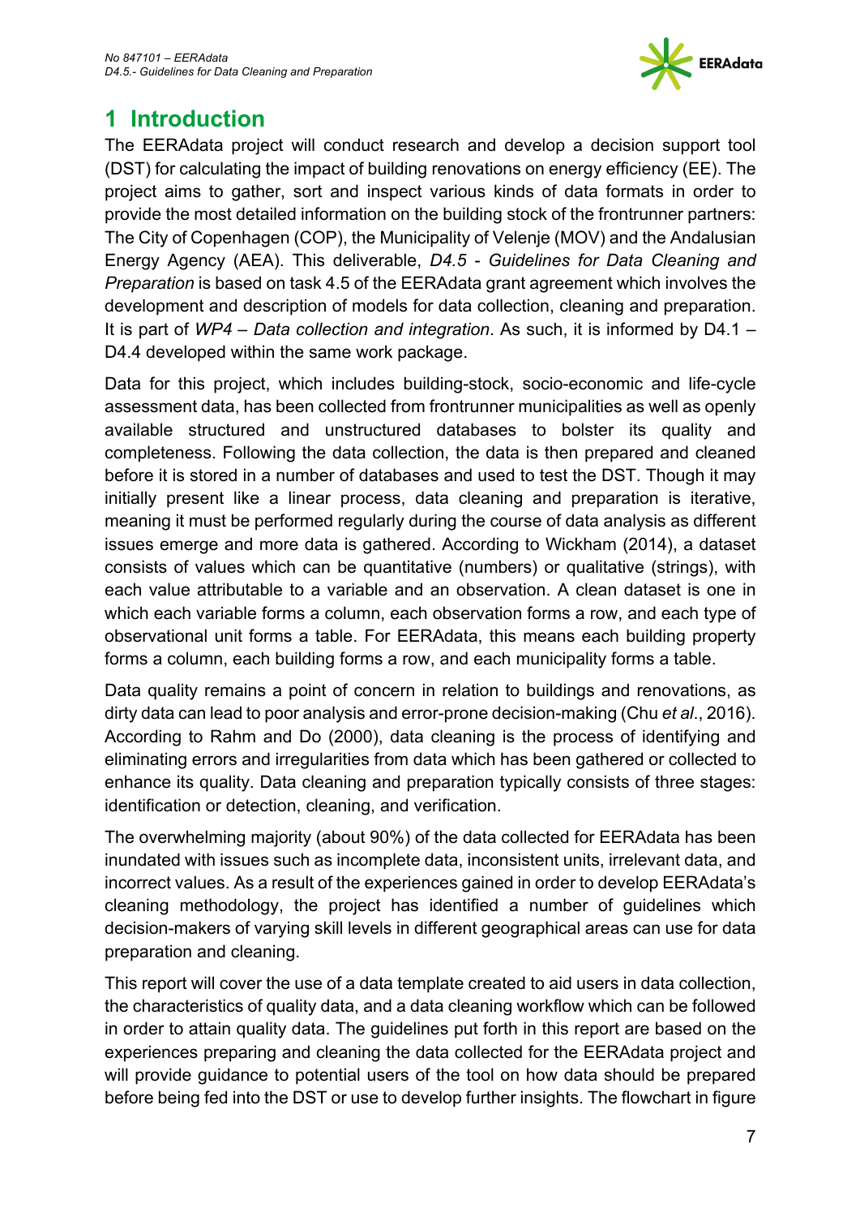# 1 Introduction

The EERAdata project will conduct research and develop a decision support tool (DST) for calculating the impact of building renovations on energy efficiency (EE). The project aims to gather, sort and inspect various kinds of data formats in order to provide the most detailed information on the building stock of the frontrunner partners: The City of Copenhagen (COP), the Municipality of Velenje (MOV) and the Andalusian Energy Agency (AEA). This deliverable, *D4.5 - Guidelines for Data Cleaning and Preparation* is based on task 4.5 of the EERAdata grant agreement which involves the development and description of models for data collection, cleaning and preparation. It is part of *WP4 – Data collection and integration*. As such, it is informed by D4.1 – D4.4 developed within the same work package.

Data for this project, which includes building-stock, socio-economic and life-cycle assessment data, has been collected from frontrunner municipalities as well as openly available structured and unstructured databases to bolster its quality and completeness. Following the data collection, the data is then prepared and cleaned before it is stored in a number of databases and used to test the DST. Though it may initially present like a linear process, data cleaning and preparation is iterative, meaning it must be performed regularly during the course of data analysis as different issues emerge and more data is gathered. According to Wickham (2014), a dataset consists of values which can be quantitative (numbers) or qualitative (strings), with each value attributable to a variable and an observation. A clean dataset is one in which each variable forms a column, each observation forms a row, and each type of observational unit forms a table. For EERAdata, this means each building property forms a column, each building forms a row, and each municipality forms a table.

Data quality remains a point of concern in relation to buildings and renovations, as dirty data can lead to poor analysis and error-prone decision-making (Chu *et al*., 2016). According to Rahm and Do (2000), data cleaning is the process of identifying and eliminating errors and irregularities from data which has been gathered or collected to enhance its quality. Data cleaning and preparation typically consists of three stages: identification or detection, cleaning, and verification.

The overwhelming majority (about 90%) of the data collected for EERAdata has been inundated with issues such as incomplete data, inconsistent units, irrelevant data, and incorrect values. As a result of the experiences gained in order to develop EERAdata's cleaning methodology, the project has identified a number of guidelines which decision-makers of varying skill levels in different geographical areas can use for data preparation and cleaning.

This report will cover the use of a data template created to aid users in data collection, the characteristics of quality data, and a data cleaning workflow which can be followed in order to attain quality data. The guidelines put forth in this report are based on the experiences preparing and cleaning the data collected for the EERAdata project and will provide guidance to potential users of the tool on how data should be prepared before being fed into the DST or use to develop further insights. The flowchart in figure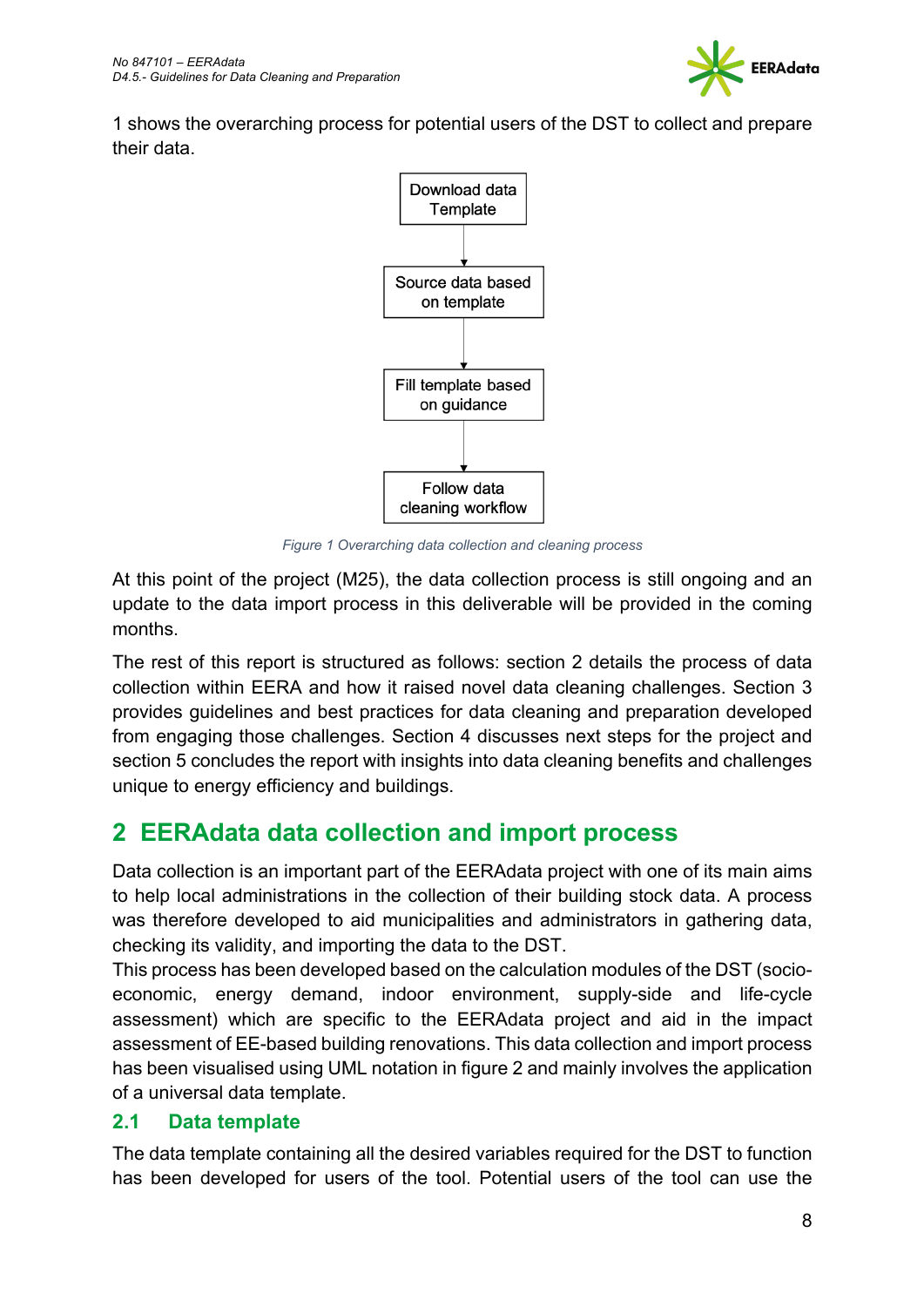1 shows the overarching process for potential users of the DST to collect and prepare their data.

Download data Template → Source data based on template → Fill template based on guidance → Follow data cleaning workflow

*Figure 1 Overarching data collection and cleaning process*

At this point of the project (M25), the data collection process is still ongoing and an update to the data import process in this deliverable will be provided in the coming months.

The rest of this report is structured as follows: section 2 details the process of data collection within EERA and how it raised novel data cleaning challenges. Section 3 provides guidelines and best practices for data cleaning and preparation developed from engaging those challenges. Section 4 discusses next steps for the project and section 5 concludes the report with insights into data cleaning benefits and challenges unique to energy efficiency and buildings.

# 2 EERAdata data collection and import process

Data collection is an important part of the EERAdata project with one of its main aims to help local administrations in the collection of their building stock data. A process was therefore developed to aid municipalities and administrators in gathering data, checking its validity, and importing the data to the DST.
This process has been developed based on the calculation modules of the DST (socio-economic, energy demand, indoor environment, supply-side and life-cycle assessment) which are specific to the EERAdata project and aid in the impact assessment of EE-based building renovations. This data collection and import process has been visualised using UML notation in figure 2 and mainly involves the application of a universal data template.

## 2.1 Data template

The data template containing all the desired variables required for the DST to function has been developed for users of the tool. Potential users of the tool can use the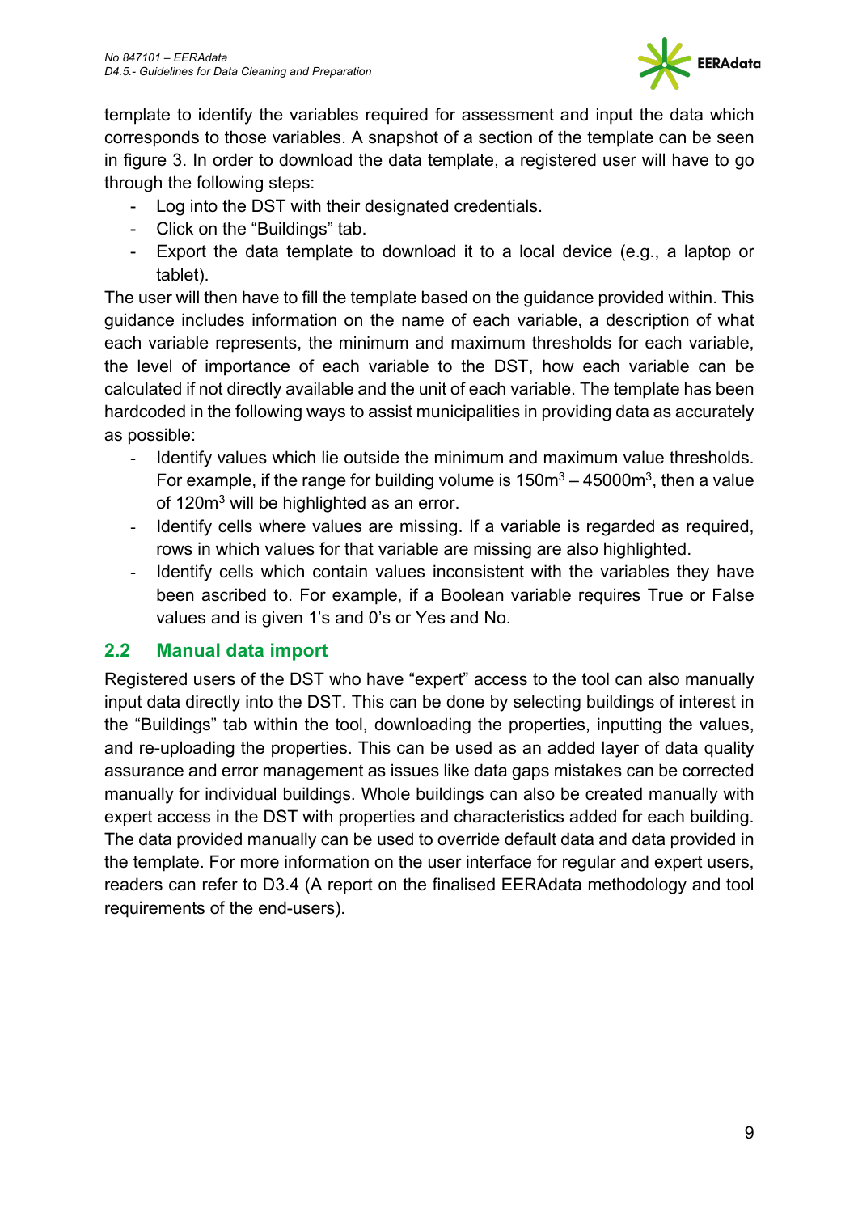template to identify the variables required for assessment and input the data which corresponds to those variables. A snapshot of a section of the template can be seen in figure 3. In order to download the data template, a registered user will have to go through the following steps:

- Log into the DST with their designated credentials.
- Click on the “Buildings” tab.
- Export the data template to download it to a local device (e.g., a laptop or tablet).

The user will then have to fill the template based on the guidance provided within. This guidance includes information on the name of each variable, a description of what each variable represents, the minimum and maximum thresholds for each variable, the level of importance of each variable to the DST, how each variable can be calculated if not directly available and the unit of each variable. The template has been hardcoded in the following ways to assist municipalities in providing data as accurately as possible:

- Identify values which lie outside the minimum and maximum value thresholds. For example, if the range for building volume is $150m^3 – 45000m^3$, then a value of $120m^3$ will be highlighted as an error.
- Identify cells where values are missing. If a variable is regarded as required, rows in which values for that variable are missing are also highlighted.
- Identify cells which contain values inconsistent with the variables they have been ascribed to. For example, if a Boolean variable requires True or False values and is given 1’s and 0’s or Yes and No.

## 2.2 Manual data import

Registered users of the DST who have “expert” access to the tool can also manually input data directly into the DST. This can be done by selecting buildings of interest in the “Buildings” tab within the tool, downloading the properties, inputting the values, and re-uploading the properties. This can be used as an added layer of data quality assurance and error management as issues like data gaps mistakes can be corrected manually for individual buildings. Whole buildings can also be created manually with expert access in the DST with properties and characteristics added for each building. The data provided manually can be used to override default data and data provided in the template. For more information on the user interface for regular and expert users, readers can refer to D3.4 (A report on the finalised EERAdata methodology and tool requirements of the end-users).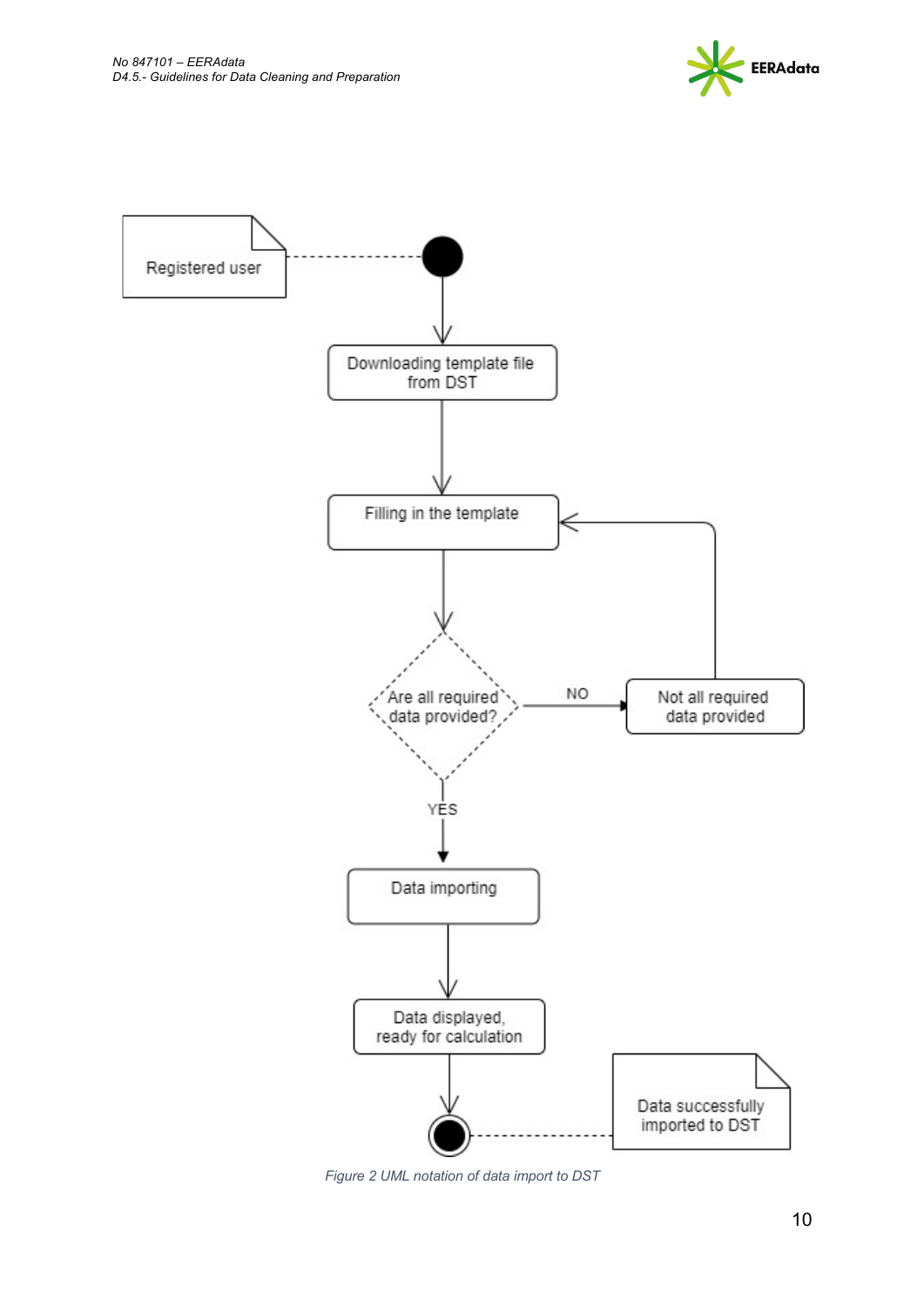Registered user

Downloading template file from DST

Filling in the template

Are all required data provided?

NO

Not all required data provided

YES

Data importing

Data displayed, ready for calculation

Data successfully imported to DST

*Figure 2 UML notation of data import to DST*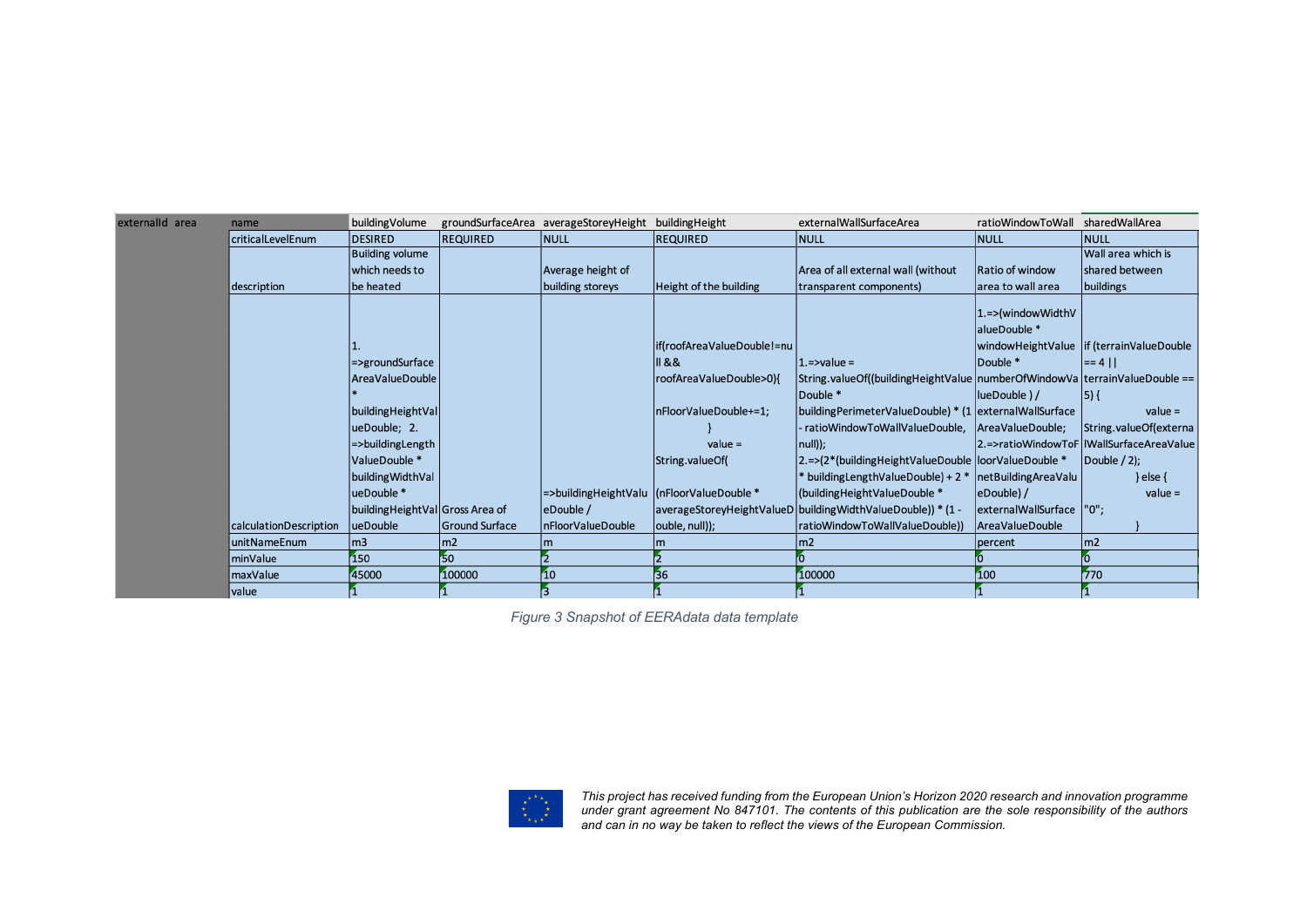| externalId area | name | buildingVolume | groundSurfaceArea | averageStoreyHeight | buildingHeight | externalWallSurfaceArea | ratioWindowToWall | sharedWallArea |
|---|---|---|---|---|---|---|---|---|
| | criticalLevelEnum | DESIRED | REQUIRED | NULL | REQUIRED | NULL | NULL | NULL |
| | description | Building volume which needs to be heated | | Average height of building storeys | Height of the building | Area of all external wall (without transparent components) | Ratio of window area to wall area | Wall area which is shared between buildings |
| | calculationDescription | 1. =>groundSurfaceAreaValueDouble * buildingHeightValueDouble; 2. =>buildingLengthValueDouble * buildingWidthValueDouble * buildingHeightValueDouble | Gross Area of Ground Surface | =>buildingHeightValueDouble / nFloorValueDouble | if(roofAreaValueDouble!=null && roofAreaValueDouble>0){ nFloorValueDouble+=1; } value = String.valueOf( (nFloorValueDouble * averageStoreyHeightValueDouble, null)); | 1.=>value = String.valueOf((buildingHeightValueDouble * buildingPerimeterValueDouble) * (1 - ratioWindowToWallValueDouble, null)); 2.=>(2*(buildingHeightValueDouble * buildingLengthValueDouble) + 2 * (buildingHeightValueDouble * buildingWidthValueDouble)) * (1 - ratioWindowToWallValueDouble)) | 1.=>(windowWidthValueDouble * windowHeightValueDouble * numberOfWindowValueDouble ) / externalWallSurfaceAreaValueDouble; 2.=>ratioWindowToFloorValueDouble * netBuildingAreaValueDouble) / externalWallSurfaceAreaValueDouble | if (terrainValueDouble == 4 \|\| terrainValueDouble == 5) { value = String.valueOf(externalWallSurfaceAreaValueDouble / 2); } else { value = "0"; } |
| | unitNameEnum | m3 | m2 | m | m | m2 | percent | m2 |
| | minValue | 150 | 50 | 2 | 2 | 0 | 0 | 0 |
| | maxValue | 45000 | 100000 | 10 | 36 | 100000 | 100 | 770 |
| | value | 1 | 1 | 3 | 1 | 1 | 1 | 1 |

*Figure 3 Snapshot of EERAdata data template*

*This project has received funding from the European Union's Horizon 2020 research and innovation programme under grant agreement No 847101. The contents of this publication are the sole responsibility of the authors and can in no way be taken to reflect the views of the European Commission.*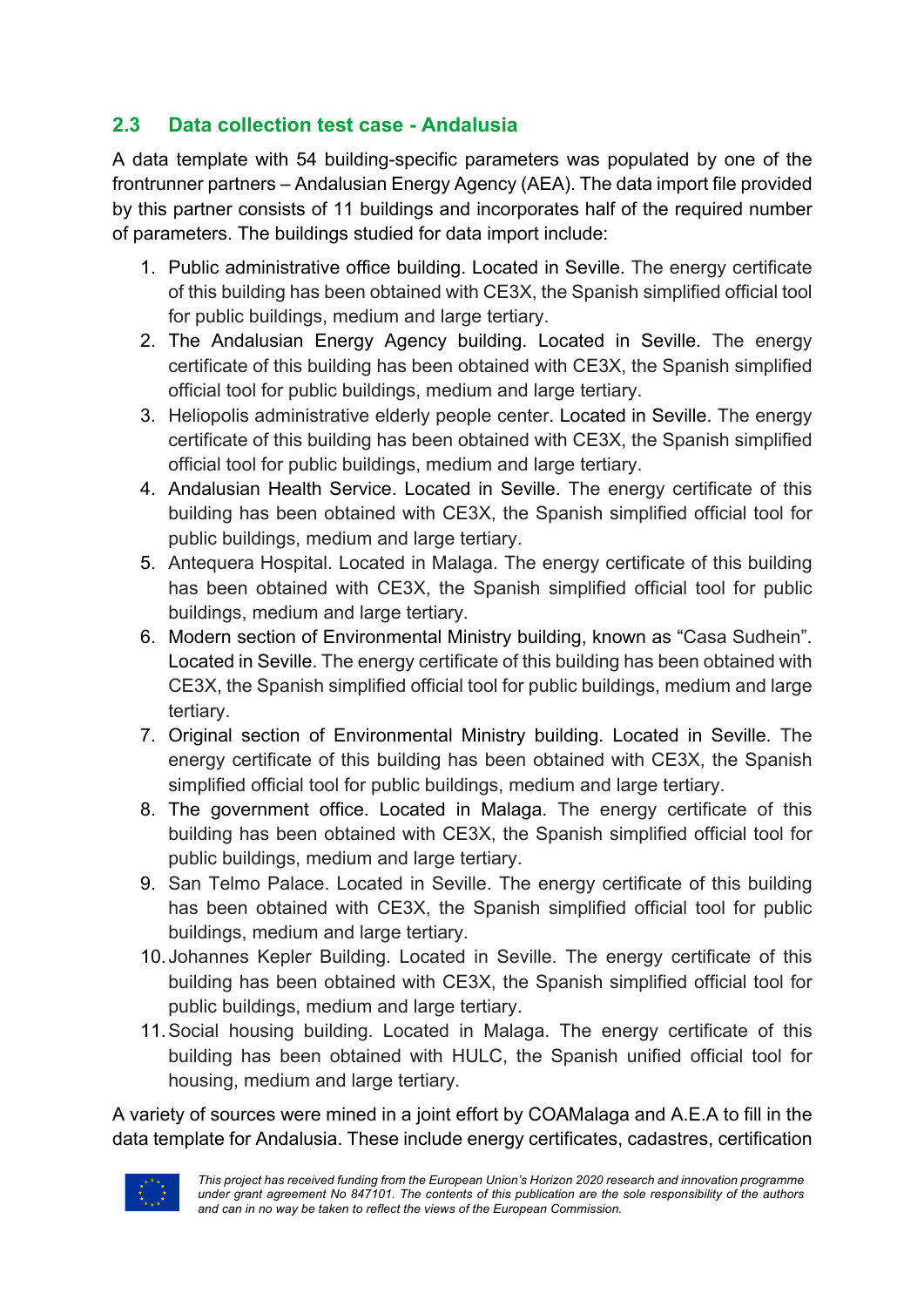## 2.3 Data collection test case - Andalusia

A data template with 54 building-specific parameters was populated by one of the frontrunner partners – Andalusian Energy Agency (AEA). The data import file provided by this partner consists of 11 buildings and incorporates half of the required number of parameters. The buildings studied for data import include:

1. Public administrative office building. Located in Seville. The energy certificate of this building has been obtained with CE3X, the Spanish simplified official tool for public buildings, medium and large tertiary.
2. The Andalusian Energy Agency building. Located in Seville. The energy certificate of this building has been obtained with CE3X, the Spanish simplified official tool for public buildings, medium and large tertiary.
3. Heliopolis administrative elderly people center. Located in Seville. The energy certificate of this building has been obtained with CE3X, the Spanish simplified official tool for public buildings, medium and large tertiary.
4. Andalusian Health Service. Located in Seville. The energy certificate of this building has been obtained with CE3X, the Spanish simplified official tool for public buildings, medium and large tertiary.
5. Antequera Hospital. Located in Malaga. The energy certificate of this building has been obtained with CE3X, the Spanish simplified official tool for public buildings, medium and large tertiary.
6. Modern section of Environmental Ministry building, known as "Casa Sudhein". Located in Seville. The energy certificate of this building has been obtained with CE3X, the Spanish simplified official tool for public buildings, medium and large tertiary.
7. Original section of Environmental Ministry building. Located in Seville. The energy certificate of this building has been obtained with CE3X, the Spanish simplified official tool for public buildings, medium and large tertiary.
8. The government office. Located in Malaga. The energy certificate of this building has been obtained with CE3X, the Spanish simplified official tool for public buildings, medium and large tertiary.
9. San Telmo Palace. Located in Seville. The energy certificate of this building has been obtained with CE3X, the Spanish simplified official tool for public buildings, medium and large tertiary.
10. Johannes Kepler Building. Located in Seville. The energy certificate of this building has been obtained with CE3X, the Spanish simplified official tool for public buildings, medium and large tertiary.
11. Social housing building. Located in Malaga. The energy certificate of this building has been obtained with HULC, the Spanish unified official tool for housing, medium and large tertiary.

A variety of sources were mined in a joint effort by COAMalaga and A.E.A to fill in the data template for Andalusia. These include energy certificates, cadastres, certification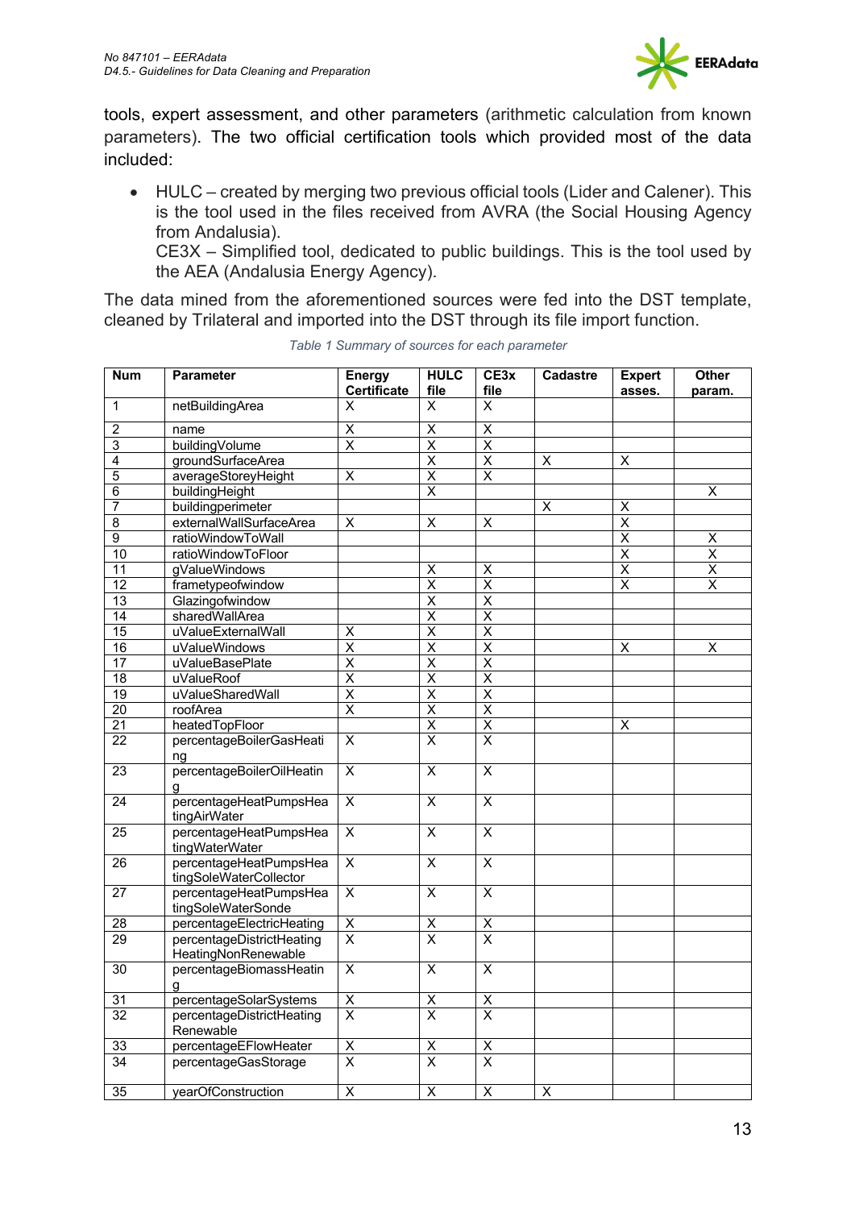tools, expert assessment, and other parameters (arithmetic calculation from known parameters). The two official certification tools which provided most of the data included:

- HULC – created by merging two previous official tools (Lider and Calener). This is the tool used in the files received from AVRA (the Social Housing Agency from Andalusia).
  CE3X – Simplified tool, dedicated to public buildings. This is the tool used by the AEA (Andalusia Energy Agency).

The data mined from the aforementioned sources were fed into the DST template, cleaned by Trilateral and imported into the DST through its file import function.

*Table 1 Summary of sources for each parameter*

| Num | Parameter | Energy Certificate | HULC file | CE3x file | Cadastre | Expert asses. | Other param. |
|---|---|---|---|---|---|---|---|
| 1 | netBuildingArea | X | X | X | | | |
| 2 | name | X | X | X | | | |
| 3 | buildingVolume | X | X | X | | | |
| 4 | groundSurfaceArea | | X | X | X | X | |
| 5 | averageStoreyHeight | X | X | X | | | |
| 6 | buildingHeight | | X | | | | X |
| 7 | buildingperimeter | | | | X | X | |
| 8 | externalWallSurfaceArea | X | X | X | | X | |
| 9 | ratioWindowToWall | | | | | X | X |
| 10 | ratioWindowToFloor | | | | | X | X |
| 11 | gValueWindows | | X | X | | X | X |
| 12 | frametypeofwindow | | X | X | | X | X |
| 13 | Glazingofwindow | | X | X | | | |
| 14 | sharedWallArea | | X | X | | | |
| 15 | uValueExternalWall | X | X | X | | | |
| 16 | uValueWindows | X | X | X | | X | X |
| 17 | uValueBasePlate | X | X | X | | | |
| 18 | uValueRoof | X | X | X | | | |
| 19 | uValueSharedWall | X | X | X | | | |
| 20 | roofArea | X | X | X | | | |
| 21 | heatedTopFloor | | X | X | | X | |
| 22 | percentageBoilerGasHeating | X | X | X | | | |
| 23 | percentageBoilerOilHeating | X | X | X | | | |
| 24 | percentageHeatPumpsHeatingAirWater | X | X | X | | | |
| 25 | percentageHeatPumpsHeatingWaterWater | X | X | X | | | |
| 26 | percentageHeatPumpsHeatingSoleWaterCollector | X | X | X | | | |
| 27 | percentageHeatPumpsHeatingSoleWaterSonde | X | X | X | | | |
| 28 | percentageElectricHeating | X | X | X | | | |
| 29 | percentageDistrictHeatingHeatingNonRenewable | X | X | X | | | |
| 30 | percentageBiomassHeating | X | X | X | | | |
| 31 | percentageSolarSystems | X | X | X | | | |
| 32 | percentageDistrictHeatingRenewable | X | X | X | | | |
| 33 | percentageEFlowHeater | X | X | X | | | |
| 34 | percentageGasStorage | X | X | X | | | |
| 35 | yearOfConstruction | X | X | X | X | | |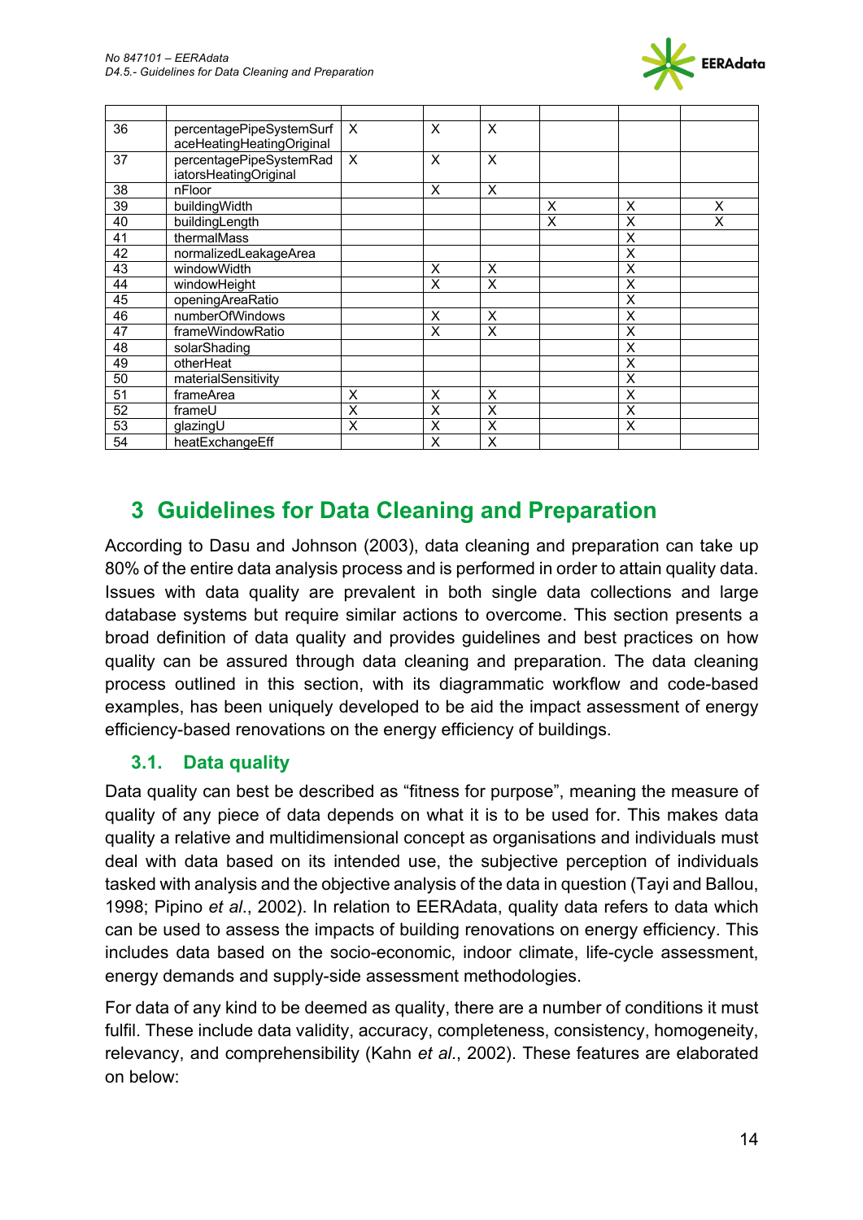| | | | | | | | |
|---|---|---|---|---|---|---|---|
| 36 | percentagePipeSystemSurfaceHeatingHeatingOriginal | X | X | X | | | |
| 37 | percentagePipeSystemRadiatorsHeatingOriginal | X | X | X | | | |
| 38 | nFloor | | X | X | | | |
| 39 | buildingWidth | | | | X | X | X |
| 40 | buildingLength | | | | X | X | X |
| 41 | thermalMass | | | | | X | |
| 42 | normalizedLeakageArea | | | | | X | |
| 43 | windowWidth | | X | X | | X | |
| 44 | windowHeight | | X | X | | X | |
| 45 | openingAreaRatio | | | | | X | |
| 46 | numberOfWindows | | X | X | | X | |
| 47 | frameWindowRatio | | X | X | | X | |
| 48 | solarShading | | | | | X | |
| 49 | otherHeat | | | | | X | |
| 50 | materialSensitivity | | | | | X | |
| 51 | frameArea | X | X | X | | X | |
| 52 | frameU | X | X | X | | X | |
| 53 | glazingU | X | X | X | | X | |
| 54 | heatExchangeEff | | X | X | | | |

# 3 Guidelines for Data Cleaning and Preparation

According to Dasu and Johnson (2003), data cleaning and preparation can take up 80% of the entire data analysis process and is performed in order to attain quality data. Issues with data quality are prevalent in both single data collections and large database systems but require similar actions to overcome. This section presents a broad definition of data quality and provides guidelines and best practices on how quality can be assured through data cleaning and preparation. The data cleaning process outlined in this section, with its diagrammatic workflow and code-based examples, has been uniquely developed to be aid the impact assessment of energy efficiency-based renovations on the energy efficiency of buildings.

## 3.1. Data quality

Data quality can best be described as "fitness for purpose", meaning the measure of quality of any piece of data depends on what it is to be used for. This makes data quality a relative and multidimensional concept as organisations and individuals must deal with data based on its intended use, the subjective perception of individuals tasked with analysis and the objective analysis of the data in question (Tayi and Ballou, 1998; Pipino *et al*., 2002). In relation to EERAdata, quality data refers to data which can be used to assess the impacts of building renovations on energy efficiency. This includes data based on the socio-economic, indoor climate, life-cycle assessment, energy demands and supply-side assessment methodologies.

For data of any kind to be deemed as quality, there are a number of conditions it must fulfil. These include data validity, accuracy, completeness, consistency, homogeneity, relevancy, and comprehensibility (Kahn *et al*., 2002). These features are elaborated on below: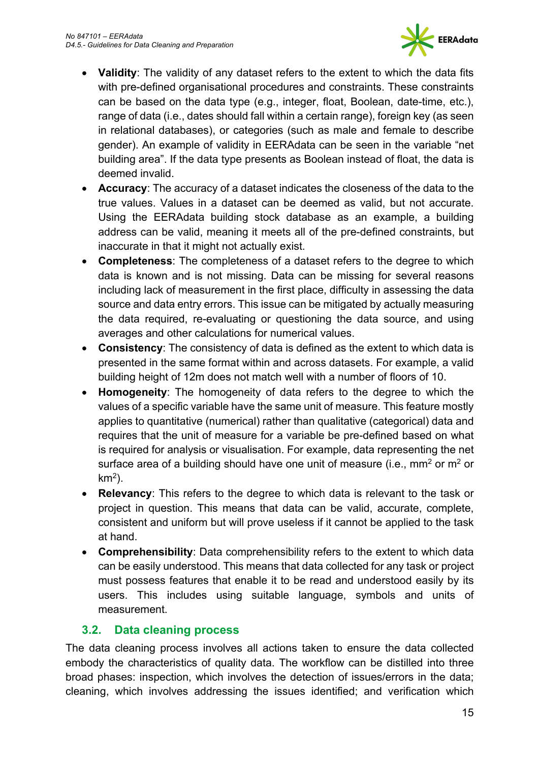- **Validity**: The validity of any dataset refers to the extent to which the data fits with pre-defined organisational procedures and constraints. These constraints can be based on the data type (e.g., integer, float, Boolean, date-time, etc.), range of data (i.e., dates should fall within a certain range), foreign key (as seen in relational databases), or categories (such as male and female to describe gender). An example of validity in EERAdata can be seen in the variable "net building area". If the data type presents as Boolean instead of float, the data is deemed invalid.
- **Accuracy**: The accuracy of a dataset indicates the closeness of the data to the true values. Values in a dataset can be deemed as valid, but not accurate. Using the EERAdata building stock database as an example, a building address can be valid, meaning it meets all of the pre-defined constraints, but inaccurate in that it might not actually exist.
- **Completeness**: The completeness of a dataset refers to the degree to which data is known and is not missing. Data can be missing for several reasons including lack of measurement in the first place, difficulty in assessing the data source and data entry errors. This issue can be mitigated by actually measuring the data required, re-evaluating or questioning the data source, and using averages and other calculations for numerical values.
- **Consistency**: The consistency of data is defined as the extent to which data is presented in the same format within and across datasets. For example, a valid building height of 12m does not match well with a number of floors of 10.
- **Homogeneity**: The homogeneity of data refers to the degree to which the values of a specific variable have the same unit of measure. This feature mostly applies to quantitative (numerical) rather than qualitative (categorical) data and requires that the unit of measure for a variable be pre-defined based on what is required for analysis or visualisation. For example, data representing the net surface area of a building should have one unit of measure (i.e., $mm^2$ or $m^2$ or $km^2$).
- **Relevancy**: This refers to the degree to which data is relevant to the task or project in question. This means that data can be valid, accurate, complete, consistent and uniform but will prove useless if it cannot be applied to the task at hand.
- **Comprehensibility**: Data comprehensibility refers to the extent to which data can be easily understood. This means that data collected for any task or project must possess features that enable it to be read and understood easily by its users. This includes using suitable language, symbols and units of measurement.

## 3.2. Data cleaning process

The data cleaning process involves all actions taken to ensure the data collected embody the characteristics of quality data. The workflow can be distilled into three broad phases: inspection, which involves the detection of issues/errors in the data; cleaning, which involves addressing the issues identified; and verification which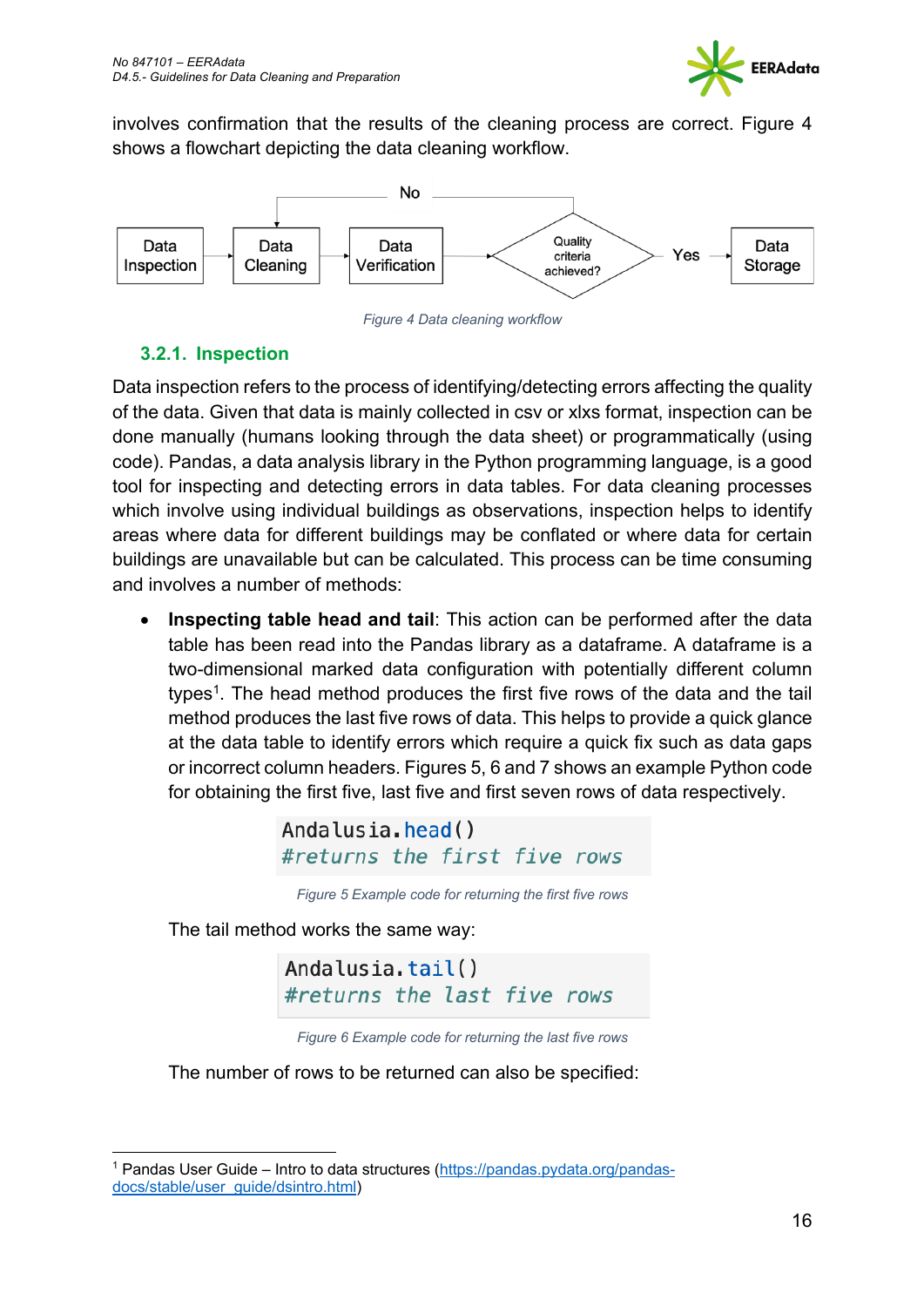involves confirmation that the results of the cleaning process are correct. Figure 4 shows a flowchart depicting the data cleaning workflow.

Data Inspection → Data Cleaning → Data Verification → Quality criteria achieved? → Yes → Data Storage; No → Data Cleaning

*Figure 4 Data cleaning workflow*

### 3.2.1. Inspection

Data inspection refers to the process of identifying/detecting errors affecting the quality of the data. Given that data is mainly collected in csv or xlxs format, inspection can be done manually (humans looking through the data sheet) or programmatically (using code). Pandas, a data analysis library in the Python programming language, is a good tool for inspecting and detecting errors in data tables. For data cleaning processes which involve using individual buildings as observations, inspection helps to identify areas where data for different buildings may be conflated or where data for certain buildings are unavailable but can be calculated. This process can be time consuming and involves a number of methods:

- **Inspecting table head and tail**: This action can be performed after the data table has been read into the Pandas library as a dataframe. A dataframe is a two-dimensional marked data configuration with potentially different column types[1]. The head method produces the first five rows of the data and the tail method produces the last five rows of data. This helps to provide a quick glance at the data table to identify errors which require a quick fix such as data gaps or incorrect column headers. Figures 5, 6 and 7 shows an example Python code for obtaining the first five, last five and first seven rows of data respectively.

```
Andalusia.head()
#returns the first five rows
```

*Figure 5 Example code for returning the first five rows*

The tail method works the same way:

```
Andalusia.tail()
#returns the last five rows
```

*Figure 6 Example code for returning the last five rows*

The number of rows to be returned can also be specified:

[1] Pandas User Guide – Intro to data structures (https://pandas.pydata.org/pandas-docs/stable/user_guide/dsintro.html)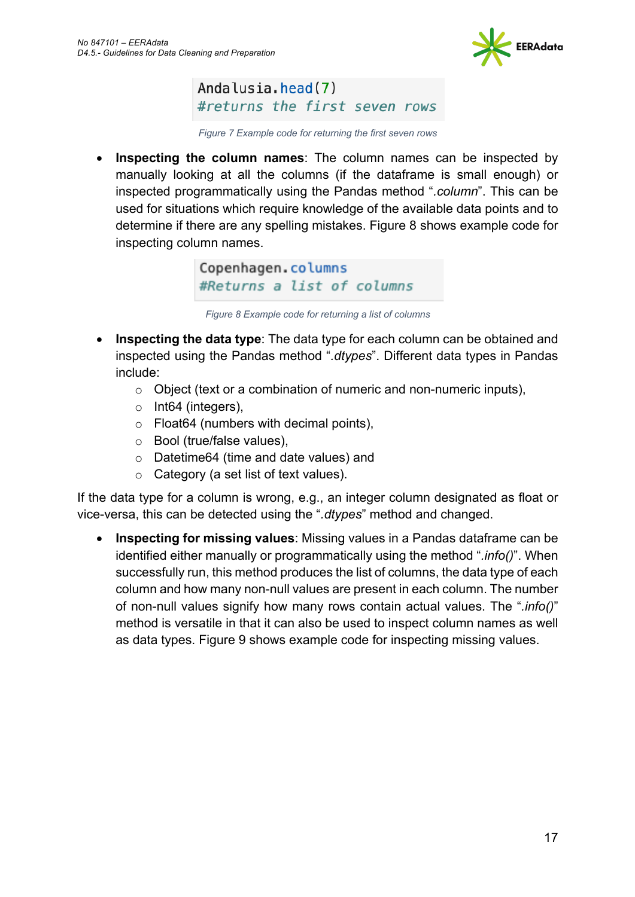```
Andalusia.head(7)
#returns the first seven rows
```

*Figure 7 Example code for returning the first seven rows*

- **Inspecting the column names**: The column names can be inspected by manually looking at all the columns (if the dataframe is small enough) or inspected programmatically using the Pandas method "*.column*". This can be used for situations which require knowledge of the available data points and to determine if there are any spelling mistakes. Figure 8 shows example code for inspecting column names.

```
Copenhagen.columns
#Returns a list of columns
```

*Figure 8 Example code for returning a list of columns*

- **Inspecting the data type**: The data type for each column can be obtained and inspected using the Pandas method "*.dtypes*". Different data types in Pandas include:
    - Object (text or a combination of numeric and non-numeric inputs),
    - Int64 (integers),
    - Float64 (numbers with decimal points),
    - Bool (true/false values),
    - Datetime64 (time and date values) and
    - Category (a set list of text values).

If the data type for a column is wrong, e.g., an integer column designated as float or vice-versa, this can be detected using the "*.dtypes*" method and changed.

- **Inspecting for missing values**: Missing values in a Pandas dataframe can be identified either manually or programmatically using the method "*.info()*". When successfully run, this method produces the list of columns, the data type of each column and how many non-null values are present in each column. The number of non-null values signify how many rows contain actual values. The "*.info()*" method is versatile in that it can also be used to inspect column names as well as data types. Figure 9 shows example code for inspecting missing values.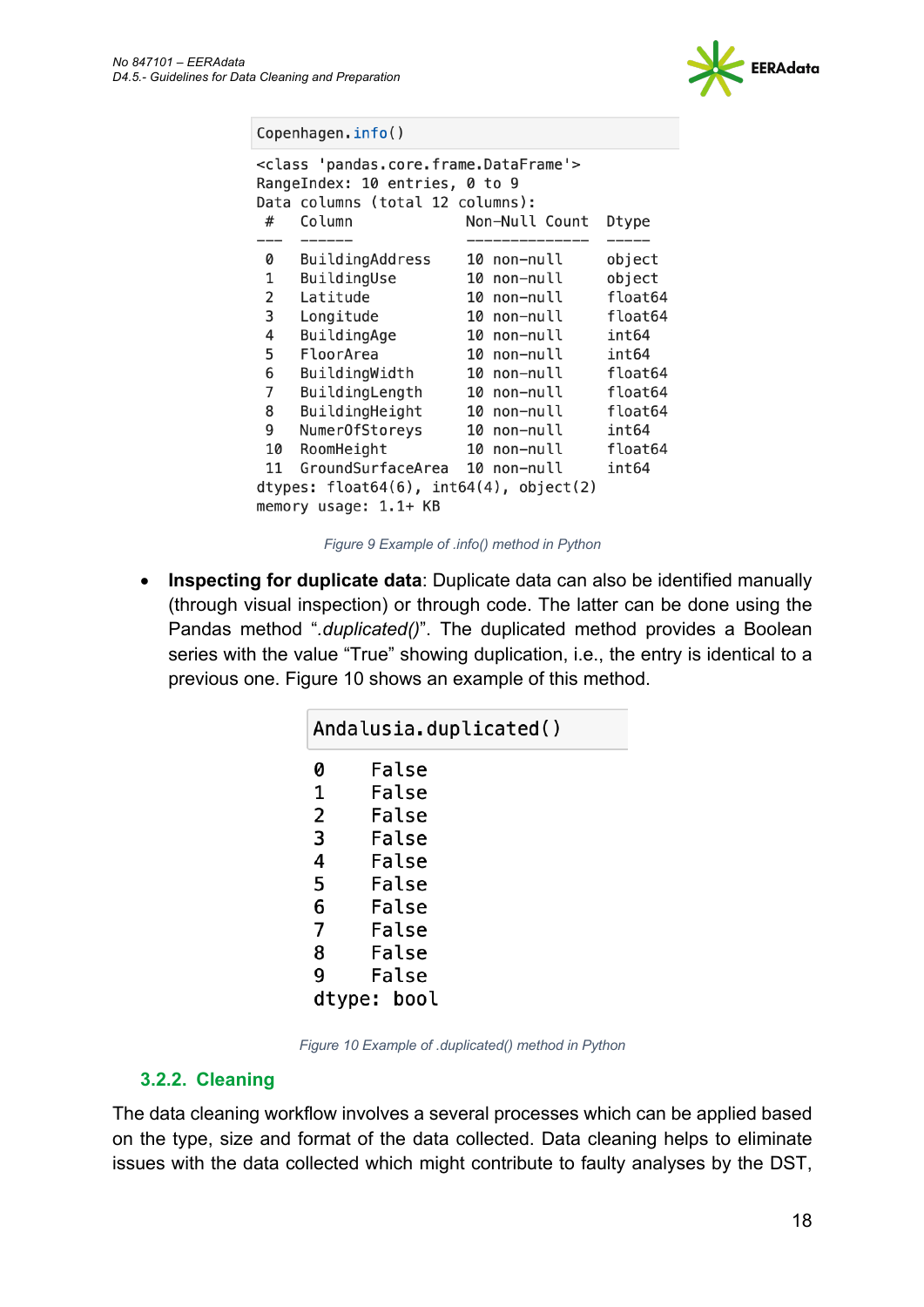```
Copenhagen.info()
```

```
<class 'pandas.core.frame.DataFrame'>
RangeIndex: 10 entries, 0 to 9
Data columns (total 12 columns):
 #   Column             Non-Null Count  Dtype  
---  ------             --------------  -----  
 0   BuildingAddress    10 non-null     object 
 1   BuildingUse        10 non-null     object 
 2   Latitude           10 non-null     float64
 3   Longitude          10 non-null     float64
 4   BuildingAge        10 non-null     int64  
 5   FloorArea          10 non-null     int64  
 6   BuildingWidth      10 non-null     float64
 7   BuildingLength     10 non-null     float64
 8   BuildingHeight     10 non-null     float64
 9   NumerOfStoreys     10 non-null     int64  
 10  RoomHeight         10 non-null     float64
 11  GroundSurfaceArea  10 non-null     int64  
dtypes: float64(6), int64(4), object(2)
memory usage: 1.1+ KB
```

*Figure 9 Example of .info() method in Python*

- **Inspecting for duplicate data**: Duplicate data can also be identified manually (through visual inspection) or through code. The latter can be done using the Pandas method "*.duplicated()*". The duplicated method provides a Boolean series with the value "True" showing duplication, i.e., the entry is identical to a previous one. Figure 10 shows an example of this method.

```
Andalusia.duplicated()
```

```
0    False
1    False
2    False
3    False
4    False
5    False
6    False
7    False
8    False
9    False
dtype: bool
```

*Figure 10 Example of .duplicated() method in Python*

### 3.2.2. Cleaning

The data cleaning workflow involves a several processes which can be applied based on the type, size and format of the data collected. Data cleaning helps to eliminate issues with the data collected which might contribute to faulty analyses by the DST,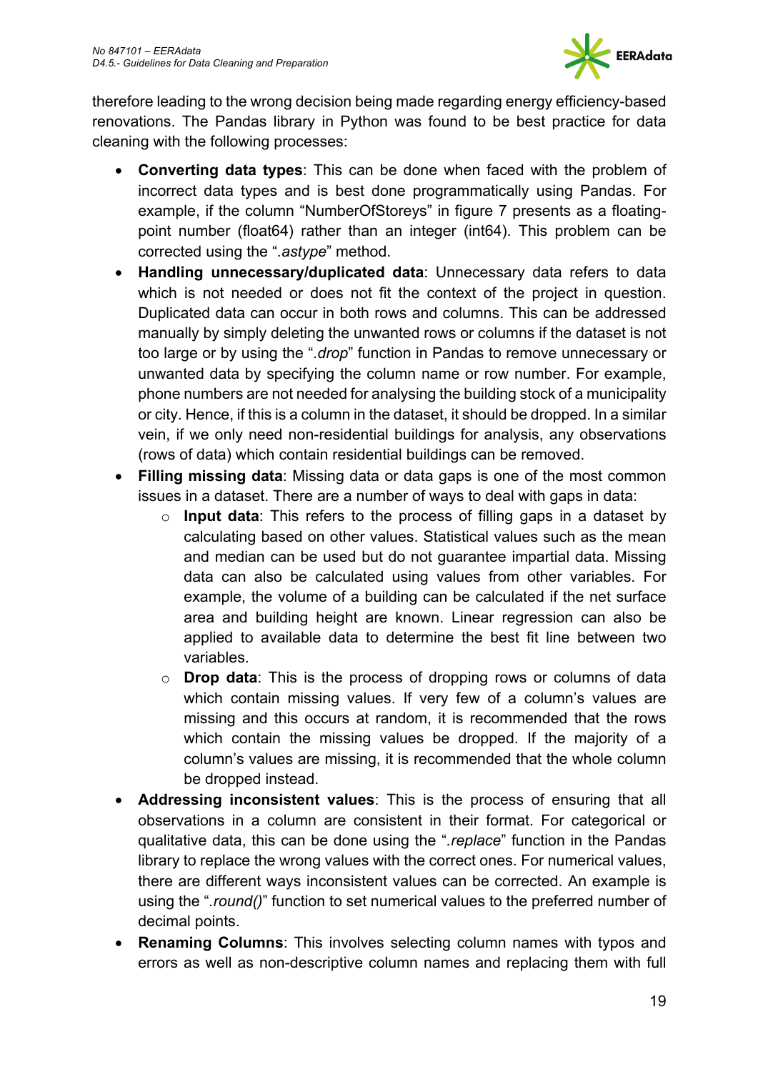therefore leading to the wrong decision being made regarding energy efficiency-based renovations. The Pandas library in Python was found to be best practice for data cleaning with the following processes:

- **Converting data types**: This can be done when faced with the problem of incorrect data types and is best done programmatically using Pandas. For example, if the column "NumberOfStoreys" in figure 7 presents as a floating-point number (float64) rather than an integer (int64). This problem can be corrected using the "*.astype*" method.
- **Handling unnecessary/duplicated data**: Unnecessary data refers to data which is not needed or does not fit the context of the project in question. Duplicated data can occur in both rows and columns. This can be addressed manually by simply deleting the unwanted rows or columns if the dataset is not too large or by using the "*.drop*" function in Pandas to remove unnecessary or unwanted data by specifying the column name or row number. For example, phone numbers are not needed for analysing the building stock of a municipality or city. Hence, if this is a column in the dataset, it should be dropped. In a similar vein, if we only need non-residential buildings for analysis, any observations (rows of data) which contain residential buildings can be removed.
- **Filling missing data**: Missing data or data gaps is one of the most common issues in a dataset. There are a number of ways to deal with gaps in data:
  - **Input data**: This refers to the process of filling gaps in a dataset by calculating based on other values. Statistical values such as the mean and median can be used but do not guarantee impartial data. Missing data can also be calculated using values from other variables. For example, the volume of a building can be calculated if the net surface area and building height are known. Linear regression can also be applied to available data to determine the best fit line between two variables.
  - **Drop data**: This is the process of dropping rows or columns of data which contain missing values. If very few of a column's values are missing and this occurs at random, it is recommended that the rows which contain the missing values be dropped. If the majority of a column's values are missing, it is recommended that the whole column be dropped instead.
- **Addressing inconsistent values**: This is the process of ensuring that all observations in a column are consistent in their format. For categorical or qualitative data, this can be done using the "*.replace*" function in the Pandas library to replace the wrong values with the correct ones. For numerical values, there are different ways inconsistent values can be corrected. An example is using the "*.round()*" function to set numerical values to the preferred number of decimal points.
- **Renaming Columns**: This involves selecting column names with typos and errors as well as non-descriptive column names and replacing them with full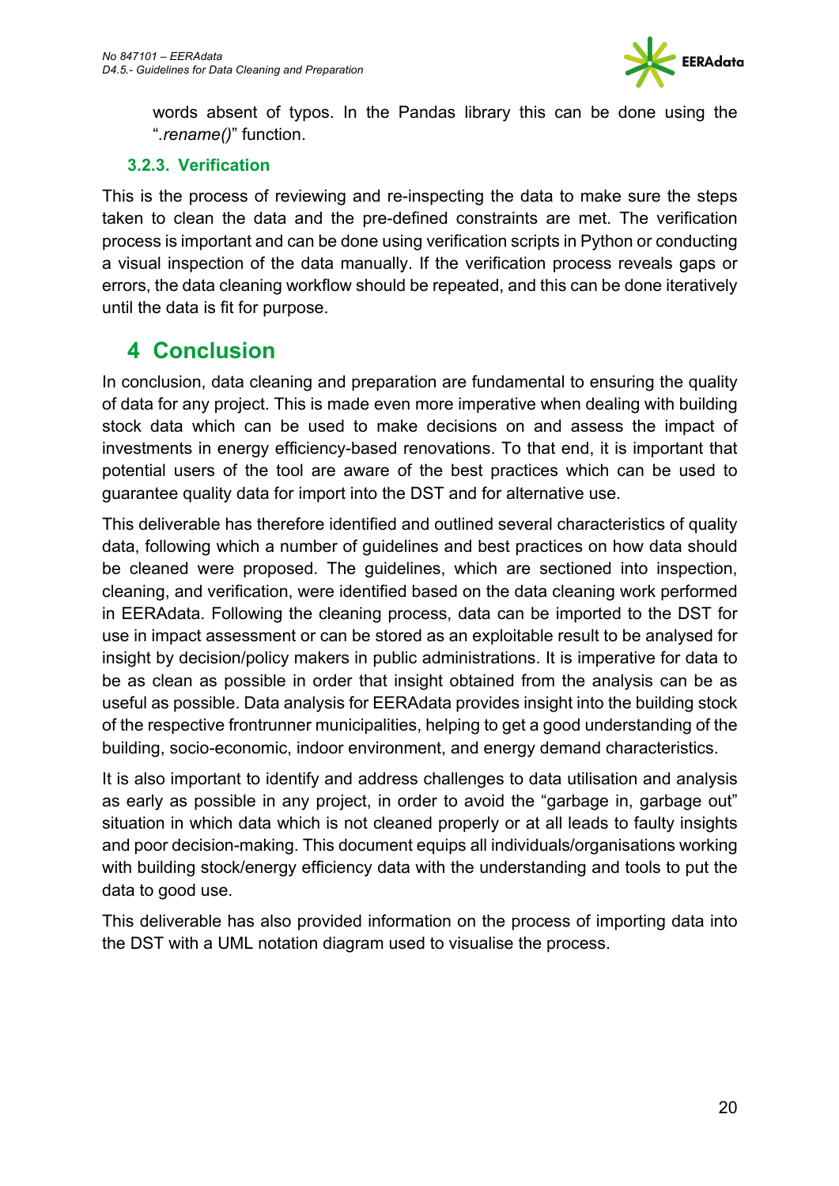words absent of typos. In the Pandas library this can be done using the "*.rename()*" function.

### 3.2.3. Verification

This is the process of reviewing and re-inspecting the data to make sure the steps taken to clean the data and the pre-defined constraints are met. The verification process is important and can be done using verification scripts in Python or conducting a visual inspection of the data manually. If the verification process reveals gaps or errors, the data cleaning workflow should be repeated, and this can be done iteratively until the data is fit for purpose.

# 4 Conclusion

In conclusion, data cleaning and preparation are fundamental to ensuring the quality of data for any project. This is made even more imperative when dealing with building stock data which can be used to make decisions on and assess the impact of investments in energy efficiency-based renovations. To that end, it is important that potential users of the tool are aware of the best practices which can be used to guarantee quality data for import into the DST and for alternative use.

This deliverable has therefore identified and outlined several characteristics of quality data, following which a number of guidelines and best practices on how data should be cleaned were proposed. The guidelines, which are sectioned into inspection, cleaning, and verification, were identified based on the data cleaning work performed in EERAdata. Following the cleaning process, data can be imported to the DST for use in impact assessment or can be stored as an exploitable result to be analysed for insight by decision/policy makers in public administrations. It is imperative for data to be as clean as possible in order that insight obtained from the analysis can be as useful as possible. Data analysis for EERAdata provides insight into the building stock of the respective frontrunner municipalities, helping to get a good understanding of the building, socio-economic, indoor environment, and energy demand characteristics.

It is also important to identify and address challenges to data utilisation and analysis as early as possible in any project, in order to avoid the "garbage in, garbage out" situation in which data which is not cleaned properly or at all leads to faulty insights and poor decision-making. This document equips all individuals/organisations working with building stock/energy efficiency data with the understanding and tools to put the data to good use.

This deliverable has also provided information on the process of importing data into the DST with a UML notation diagram used to visualise the process.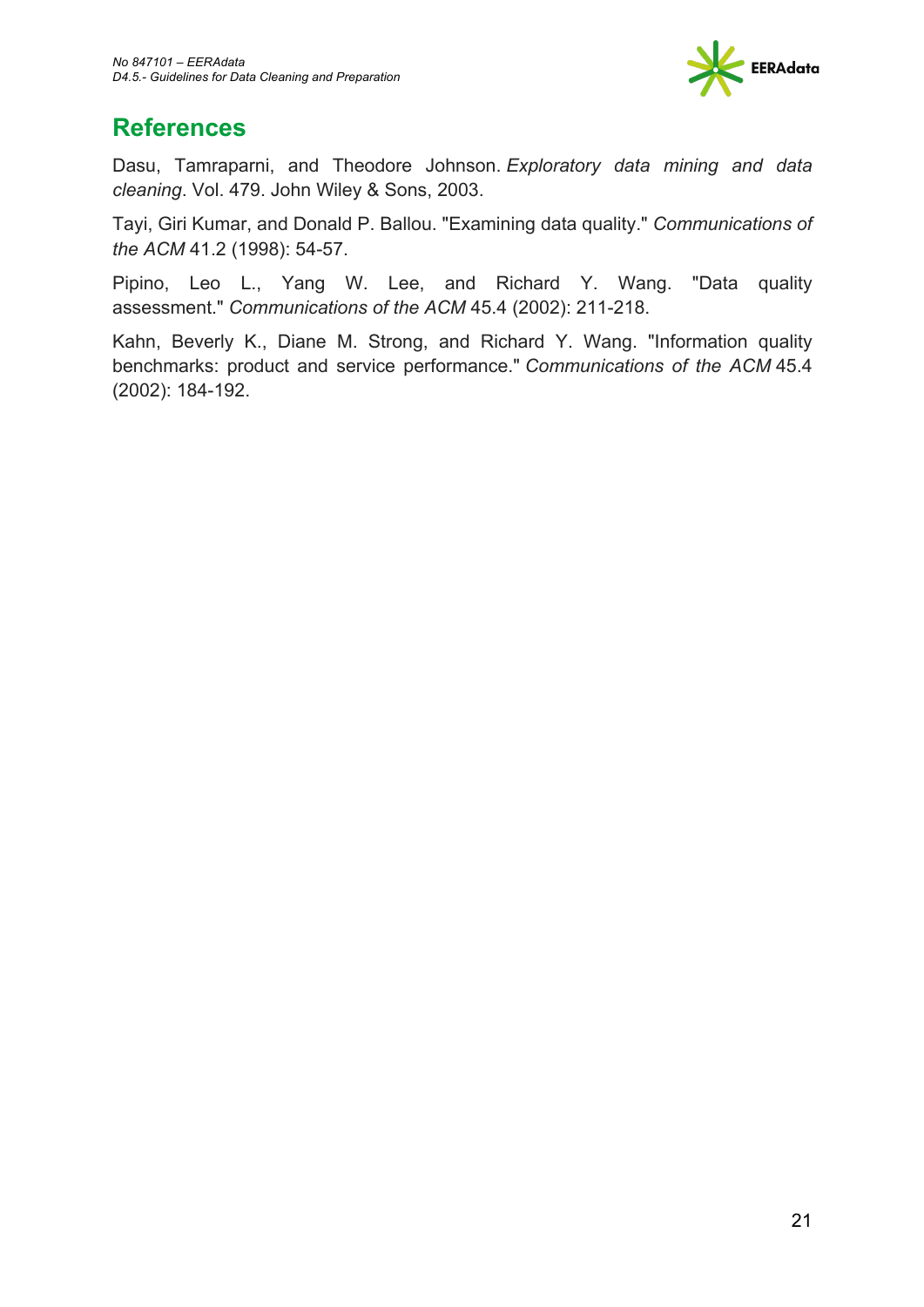## References

Dasu, Tamraparni, and Theodore Johnson. *Exploratory data mining and data cleaning*. Vol. 479. John Wiley & Sons, 2003.

Tayi, Giri Kumar, and Donald P. Ballou. "Examining data quality." *Communications of the ACM* 41.2 (1998): 54-57.

Pipino, Leo L., Yang W. Lee, and Richard Y. Wang. "Data quality assessment." *Communications of the ACM* 45.4 (2002): 211-218.

Kahn, Beverly K., Diane M. Strong, and Richard Y. Wang. "Information quality benchmarks: product and service performance." *Communications of the ACM* 45.4 (2002): 184-192.